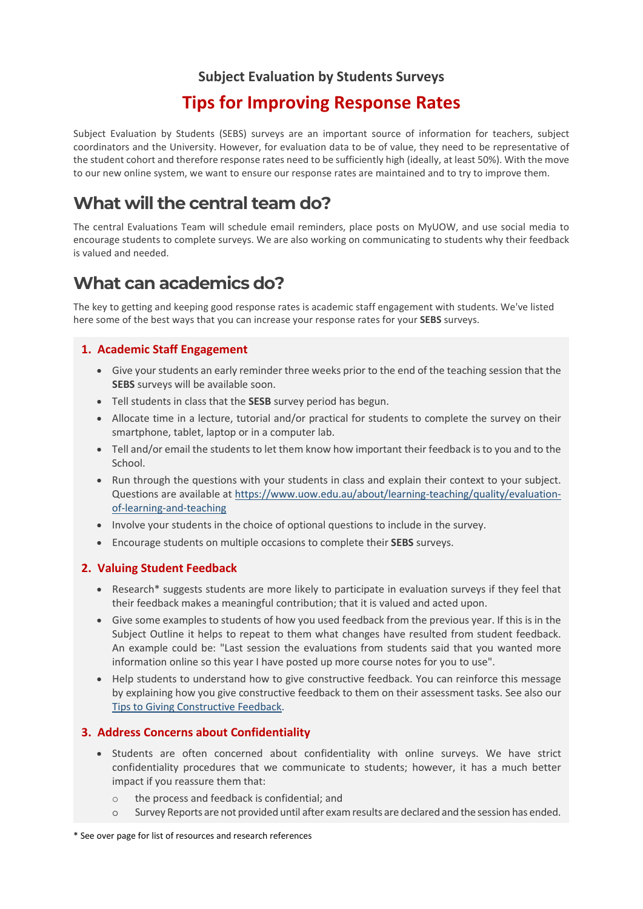# Subject Evaluation by Students Surveys

# Tips for Improving Response Rates

Subject Evaluation by Students (SEBS) surveys are an important source of information for teachers, subject coordinators and the University. However, for evaluation data to be of value, they need to be representative of the student cohort and therefore response rates need to be sufficiently high (ideally, at least 50%). With the move to our new online system, we want to ensure our response rates are maintained and to try to improve them.

## What will the central team do?

The central Evaluations Team will schedule email reminders, place posts on MyUOW, and use social media to encourage students to complete surveys. We are also working on communicating to students why their feedback is valued and needed.

## What can academics do?

The key to getting and keeping good response rates is academic staff engagement with students. We've listed here some of the best ways that you can increase your response rates for your **SEBS** surveys.

### 1. Academic Staff Engagement

- Give your students an early reminder three weeks prior to the end of the teaching session that the **SEBS** surveys will be available soon.
- Tell students in class that the **SESB** survey period has begun.
- Allocate time in a lecture, tutorial and/or practical for students to complete the survey on their smartphone, tablet, laptop or in a computer lab.
- Tell and/or email the students to let them know how important their feedback is to you and to the School.
- Run through the questions with your students in class and explain their context to your subject. Questions are available at https://www.uow.edu.au/about/learning-teaching/quality/evaluation-of-learning-and-teaching
- Involve your students in the choice of optional questions to include in the survey.
- Encourage students on multiple occasions to complete their **SEBS** surveys.

### 2. Valuing Student Feedback

- Research* suggests students are more likely to participate in evaluation surveys if they feel that their feedback makes a meaningful contribution; that it is valued and acted upon.
- Give some examples to students of how you used feedback from the previous year. If this is in the Subject Outline it helps to repeat to them what changes have resulted from student feedback. An example could be: "Last session the evaluations from students said that you wanted more information online so this year I have posted up more course notes for you to use".
- Help students to understand how to give constructive feedback. You can reinforce this message by explaining how you give constructive feedback to them on their assessment tasks. See also our Tips to Giving Constructive Feedback.

### 3. Address Concerns about Confidentiality

- Students are often concerned about confidentiality with online surveys. We have strict confidentiality procedures that we communicate to students; however, it has a much better impact if you reassure them that:
  - the process and feedback is confidential; and
  - Survey Reports are not provided until after exam results are declared and the session has ended.

\* See over page for list of resources and research references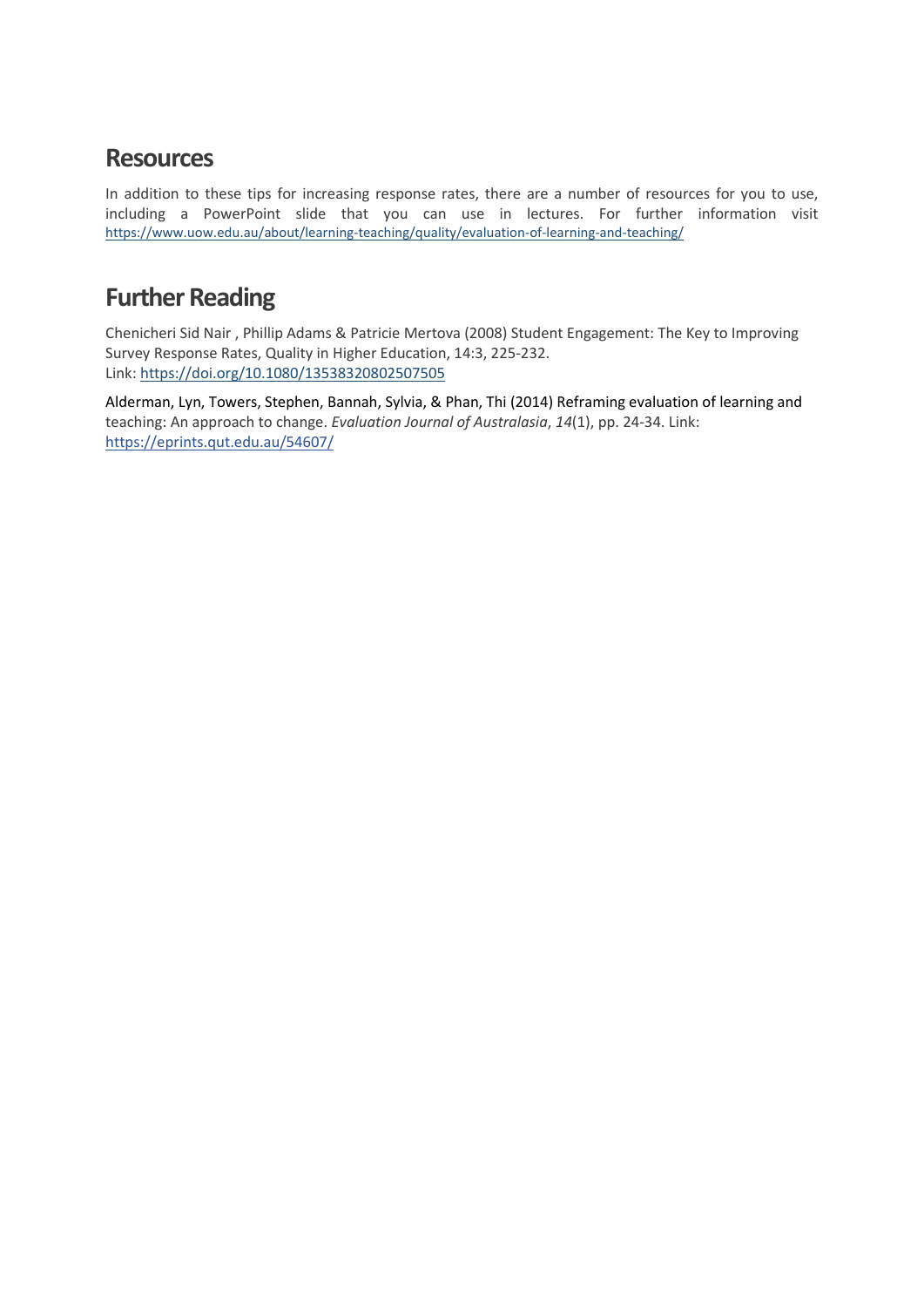## Resources

In addition to these tips for increasing response rates, there are a number of resources for you to use, including a PowerPoint slide that you can use in lectures. For further information visit https://www.uow.edu.au/about/learning-teaching/quality/evaluation-of-learning-and-teaching/

## Further Reading

Chenicheri Sid Nair , Phillip Adams & Patricie Mertova (2008) Student Engagement: The Key to Improving Survey Response Rates, Quality in Higher Education, 14:3, 225-232.
Link: https://doi.org/10.1080/13538320802507505

Alderman, Lyn, Towers, Stephen, Bannah, Sylvia, & Phan, Thi (2014) Reframing evaluation of learning and teaching: An approach to change. *Evaluation Journal of Australasia*, *14*(1), pp. 24-34. Link: https://eprints.qut.edu.au/54607/